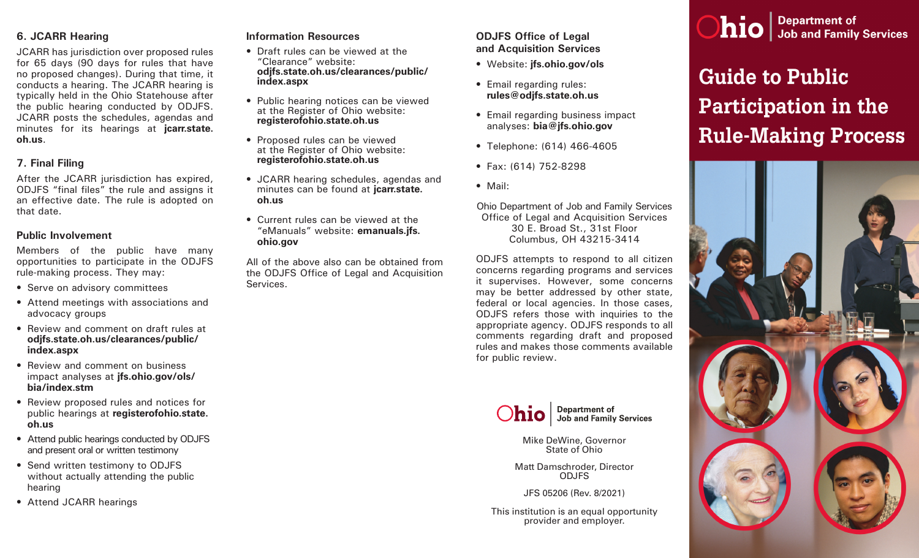## 6. JCARR Hearing

JCARR has jurisdiction over proposed rules for 65 days (90 days for rules that have no proposed changes). During that time, it conducts a hearing. The JCARR hearing is typically held in the Ohio Statehouse after the public hearing conducted by ODJFS. JCARR posts the schedules, agendas and minutes for its hearings at **jcarr.state.oh.us**.

## 7. Final Filing

After the JCARR jurisdiction has expired, ODJFS "final files" the rule and assigns it an effective date. The rule is adopted on that date.

## Public Involvement

Members of the public have many opportunities to participate in the ODJFS rule-making process. They may:

- Serve on advisory committees
- Attend meetings with associations and advocacy groups
- Review and comment on draft rules at **odjfs.state.oh.us/clearances/public/index.aspx**
- Review and comment on business impact analyses at **jfs.ohio.gov/ols/bia/index.stm**
- Review proposed rules and notices for public hearings at **registerofohio.state.oh.us**
- Attend public hearings conducted by ODJFS and present oral or written testimony
- Send written testimony to ODJFS without actually attending the public hearing
- Attend JCARR hearings

## Information Resources

- Draft rules can be viewed at the "Clearance" website: **odjfs.state.oh.us/clearances/public/index.aspx**
- Public hearing notices can be viewed at the Register of Ohio website: **registerofohio.state.oh.us**
- Proposed rules can be viewed at the Register of Ohio website: **registerofohio.state.oh.us**
- JCARR hearing schedules, agendas and minutes can be found at **jcarr.state.oh.us**
- Current rules can be viewed at the "eManuals" website: **emanuals.jfs.ohio.gov**

All of the above also can be obtained from the ODJFS Office of Legal and Acquisition Services.

## ODJFS Office of Legal and Acquisition Services

- Website: **jfs.ohio.gov/ols**
- Email regarding rules: **rules@odjfs.state.oh.us**
- Email regarding business impact analyses: **bia@jfs.ohio.gov**
- Telephone: (614) 466-4605
- Fax: (614) 752-8298
- Mail:

Ohio Department of Job and Family Services
Office of Legal and Acquisition Services
30 E. Broad St., 31st Floor
Columbus, OH 43215-3414

ODJFS attempts to respond to all citizen concerns regarding programs and services it supervises. However, some concerns may be better addressed by other state, federal or local agencies. In those cases, ODJFS refers those with inquiries to the appropriate agency. ODJFS responds to all comments regarding draft and proposed rules and makes those comments available for public review.

Ohio Department of Job and Family Services

Mike DeWine, Governor
State of Ohio

Matt Damschroder, Director
ODJFS

JFS 05206 (Rev. 8/2021)

This institution is an equal opportunity provider and employer.

Ohio Department of Job and Family Services

# Guide to Public Participation in the Rule-Making Process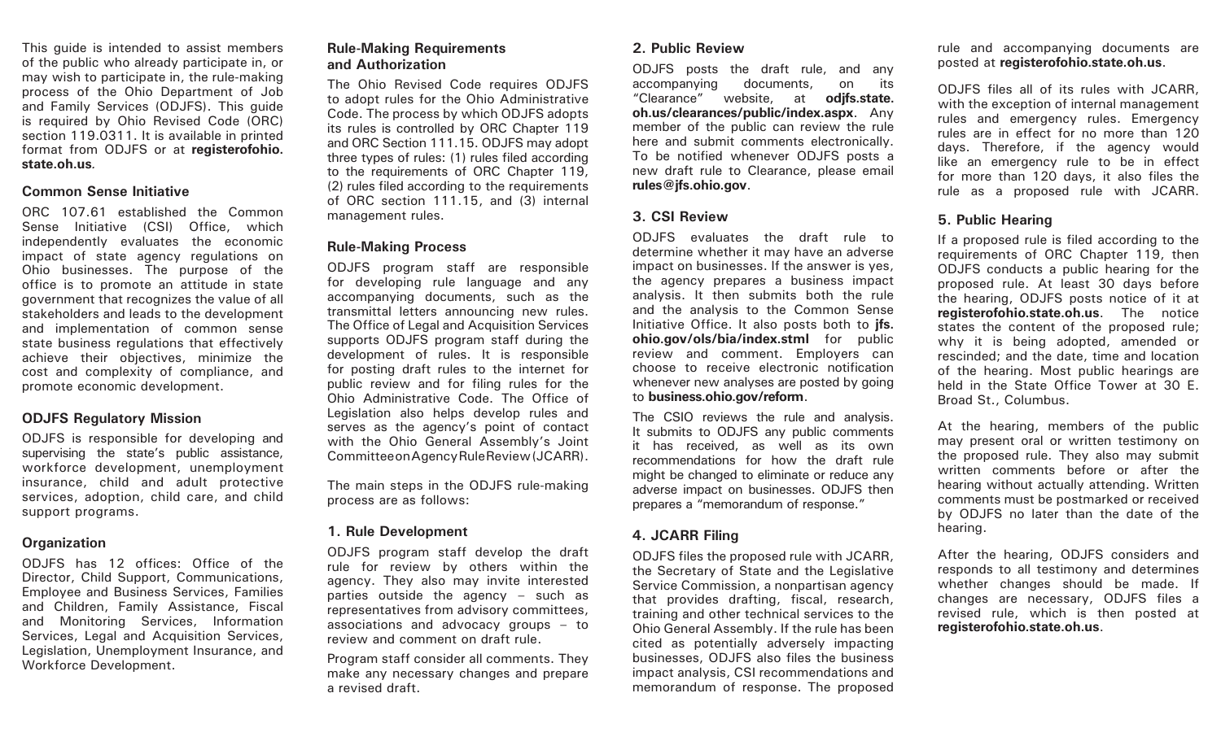This guide is intended to assist members of the public who already participate in, or may wish to participate in, the rule-making process of the Ohio Department of Job and Family Services (ODJFS). This guide is required by Ohio Revised Code (ORC) section 119.0311. It is available in printed format from ODJFS or at **registerofohio.state.oh.us**.

## Common Sense Initiative

ORC 107.61 established the Common Sense Initiative (CSI) Office, which independently evaluates the economic impact of state agency regulations on Ohio businesses. The purpose of the office is to promote an attitude in state government that recognizes the value of all stakeholders and leads to the development and implementation of common sense state business regulations that effectively achieve their objectives, minimize the cost and complexity of compliance, and promote economic development.

## ODJFS Regulatory Mission

ODJFS is responsible for developing and supervising the state's public assistance, workforce development, unemployment insurance, child and adult protective services, adoption, child care, and child support programs.

## Organization

ODJFS has 12 offices: Office of the Director, Child Support, Communications, Employee and Business Services, Families and Children, Family Assistance, Fiscal and Monitoring Services, Information Services, Legal and Acquisition Services, Legislation, Unemployment Insurance, and Workforce Development.

## Rule-Making Requirements and Authorization

The Ohio Revised Code requires ODJFS to adopt rules for the Ohio Administrative Code. The process by which ODJFS adopts its rules is controlled by ORC Chapter 119 and ORC Section 111.15. ODJFS may adopt three types of rules: (1) rules filed according to the requirements of ORC Chapter 119, (2) rules filed according to the requirements of ORC section 111.15, and (3) internal management rules.

## Rule-Making Process

ODJFS program staff are responsible for developing rule language and any accompanying documents, such as the transmittal letters announcing new rules. The Office of Legal and Acquisition Services supports ODJFS program staff during the development of rules. It is responsible for posting draft rules to the internet for public review and for filing rules for the Ohio Administrative Code. The Office of Legislation also helps develop rules and serves as the agency's point of contact with the Ohio General Assembly's Joint Committee on Agency Rule Review (JCARR).

The main steps in the ODJFS rule-making process are as follows:

### 1. Rule Development

ODJFS program staff develop the draft rule for review by others within the agency. They also may invite interested parties outside the agency – such as representatives from advisory committees, associations and advocacy groups – to review and comment on draft rule.

Program staff consider all comments. They make any necessary changes and prepare a revised draft.

### 2. Public Review

ODJFS posts the draft rule, and any accompanying documents, on its "Clearance" website, at **odjfs.state.oh.us/clearances/public/index.aspx**. Any member of the public can review the rule here and submit comments electronically. To be notified whenever ODJFS posts a new draft rule to Clearance, please email **rules@jfs.ohio.gov**.

### 3. CSI Review

ODJFS evaluates the draft rule to determine whether it may have an adverse impact on businesses. If the answer is yes, the agency prepares a business impact analysis. It then submits both the rule and the analysis to the Common Sense Initiative Office. It also posts both to **jfs.ohio.gov/ols/bia/index.stml** for public review and comment. Employers can choose to receive electronic notification whenever new analyses are posted by going to **business.ohio.gov/reform**.

The CSIO reviews the rule and analysis. It submits to ODJFS any public comments it has received, as well as its own recommendations for how the draft rule might be changed to eliminate or reduce any adverse impact on businesses. ODJFS then prepares a "memorandum of response."

### 4. JCARR Filing

ODJFS files the proposed rule with JCARR, the Secretary of State and the Legislative Service Commission, a nonpartisan agency that provides drafting, fiscal, research, training and other technical services to the Ohio General Assembly. If the rule has been cited as potentially adversely impacting businesses, ODJFS also files the business impact analysis, CSI recommendations and memorandum of response. The proposed rule and accompanying documents are posted at **registerofohio.state.oh.us**.

ODJFS files all of its rules with JCARR, with the exception of internal management rules and emergency rules. Emergency rules are in effect for no more than 120 days. Therefore, if the agency would like an emergency rule to be in effect for more than 120 days, it also files the rule as a proposed rule with JCARR.

### 5. Public Hearing

If a proposed rule is filed according to the requirements of ORC Chapter 119, then ODJFS conducts a public hearing for the proposed rule. At least 30 days before the hearing, ODJFS posts notice of it at **registerofohio.state.oh.us**. The notice states the content of the proposed rule; why it is being adopted, amended or rescinded; and the date, time and location of the hearing. Most public hearings are held in the State Office Tower at 30 E. Broad St., Columbus.

At the hearing, members of the public may present oral or written testimony on the proposed rule. They also may submit written comments before or after the hearing without actually attending. Written comments must be postmarked or received by ODJFS no later than the date of the hearing.

After the hearing, ODJFS considers and responds to all testimony and determines whether changes should be made. If changes are necessary, ODJFS files a revised rule, which is then posted at **registerofohio.state.oh.us**.